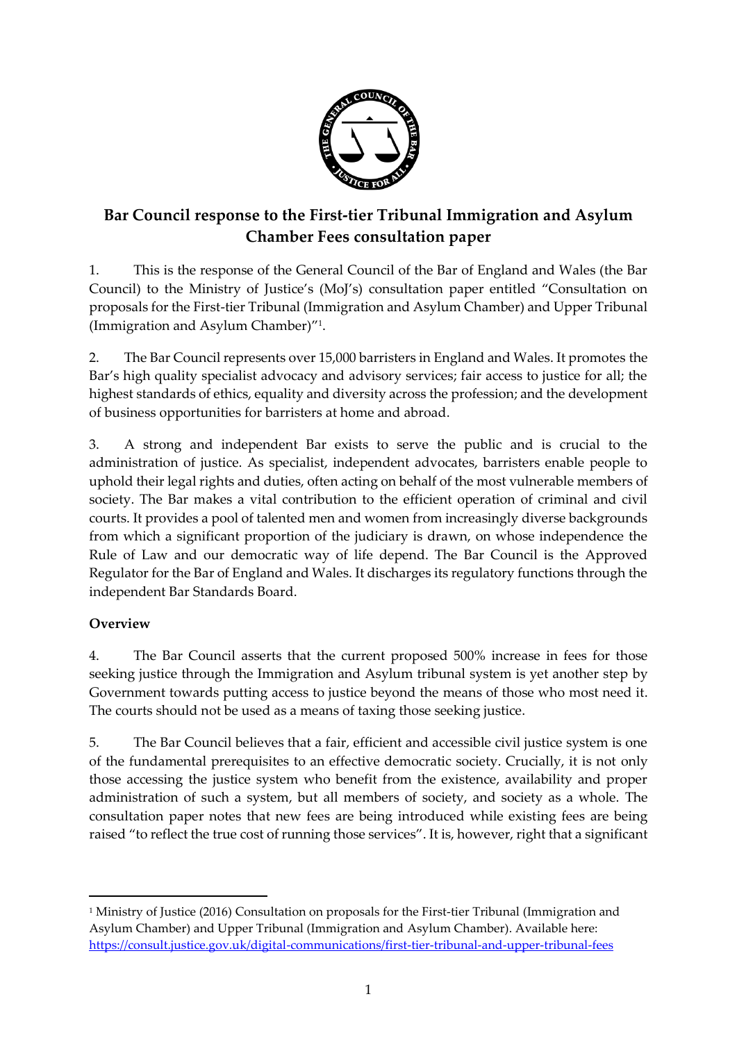# Bar Council response to the First-tier Tribunal Immigration and Asylum Chamber Fees consultation paper

1. This is the response of the General Council of the Bar of England and Wales (the Bar Council) to the Ministry of Justice's (MoJ's) consultation paper entitled "Consultation on proposals for the First-tier Tribunal (Immigration and Asylum Chamber) and Upper Tribunal (Immigration and Asylum Chamber)"[1].

2. The Bar Council represents over 15,000 barristers in England and Wales. It promotes the Bar's high quality specialist advocacy and advisory services; fair access to justice for all; the highest standards of ethics, equality and diversity across the profession; and the development of business opportunities for barristers at home and abroad.

3. A strong and independent Bar exists to serve the public and is crucial to the administration of justice. As specialist, independent advocates, barristers enable people to uphold their legal rights and duties, often acting on behalf of the most vulnerable members of society. The Bar makes a vital contribution to the efficient operation of criminal and civil courts. It provides a pool of talented men and women from increasingly diverse backgrounds from which a significant proportion of the judiciary is drawn, on whose independence the Rule of Law and our democratic way of life depend. The Bar Council is the Approved Regulator for the Bar of England and Wales. It discharges its regulatory functions through the independent Bar Standards Board.

**Overview**

4. The Bar Council asserts that the current proposed 500% increase in fees for those seeking justice through the Immigration and Asylum tribunal system is yet another step by Government towards putting access to justice beyond the means of those who most need it. The courts should not be used as a means of taxing those seeking justice.

5. The Bar Council believes that a fair, efficient and accessible civil justice system is one of the fundamental prerequisites to an effective democratic society. Crucially, it is not only those accessing the justice system who benefit from the existence, availability and proper administration of such a system, but all members of society, and society as a whole. The consultation paper notes that new fees are being introduced while existing fees are being raised "to reflect the true cost of running those services". It is, however, right that a significant

[1] Ministry of Justice (2016) Consultation on proposals for the First-tier Tribunal (Immigration and Asylum Chamber) and Upper Tribunal (Immigration and Asylum Chamber). Available here: https://consult.justice.gov.uk/digital-communications/first-tier-tribunal-and-upper-tribunal-fees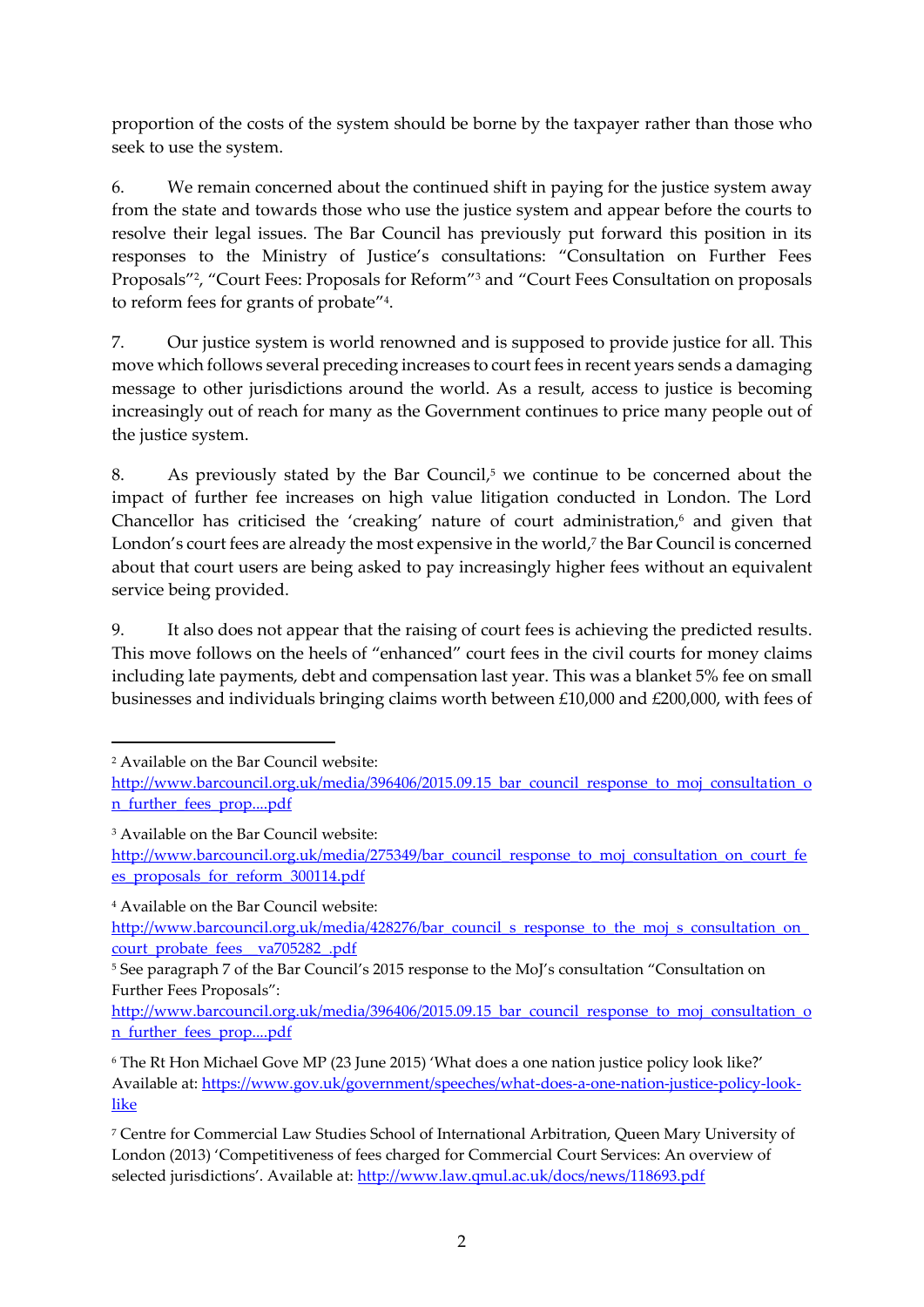proportion of the costs of the system should be borne by the taxpayer rather than those who seek to use the system.

6. We remain concerned about the continued shift in paying for the justice system away from the state and towards those who use the justice system and appear before the courts to resolve their legal issues. The Bar Council has previously put forward this position in its responses to the Ministry of Justice's consultations: "Consultation on Further Fees Proposals"[2], "Court Fees: Proposals for Reform"[3] and "Court Fees Consultation on proposals to reform fees for grants of probate"[4].

7. Our justice system is world renowned and is supposed to provide justice for all. This move which follows several preceding increases to court fees in recent years sends a damaging message to other jurisdictions around the world. As a result, access to justice is becoming increasingly out of reach for many as the Government continues to price many people out of the justice system.

8. As previously stated by the Bar Council,[5] we continue to be concerned about the impact of further fee increases on high value litigation conducted in London. The Lord Chancellor has criticised the 'creaking' nature of court administration,[6] and given that London's court fees are already the most expensive in the world,[7] the Bar Council is concerned about that court users are being asked to pay increasingly higher fees without an equivalent service being provided.

9. It also does not appear that the raising of court fees is achieving the predicted results. This move follows on the heels of "enhanced" court fees in the civil courts for money claims including late payments, debt and compensation last year. This was a blanket 5% fee on small businesses and individuals bringing claims worth between £10,000 and £200,000, with fees of

---

[2] Available on the Bar Council website: http://www.barcouncil.org.uk/media/396406/2015.09.15_bar_council_response_to_moj_consultation_on_further_fees_prop....pdf

[3] Available on the Bar Council website: http://www.barcouncil.org.uk/media/275349/bar_council_response_to_moj_consultation_on_court_fees_proposals_for_reform_300114.pdf

[4] Available on the Bar Council website: http://www.barcouncil.org.uk/media/428276/bar_council_s_response_to_the_moj_s_consultation_on_court_probate_fees__va705282_.pdf

[5] See paragraph 7 of the Bar Council's 2015 response to the MoJ's consultation "Consultation on Further Fees Proposals": http://www.barcouncil.org.uk/media/396406/2015.09.15_bar_council_response_to_moj_consultation_on_further_fees_prop....pdf

[6] The Rt Hon Michael Gove MP (23 June 2015) 'What does a one nation justice policy look like?' Available at: https://www.gov.uk/government/speeches/what-does-a-one-nation-justice-policy-look-like

[7] Centre for Commercial Law Studies School of International Arbitration, Queen Mary University of London (2013) 'Competitiveness of fees charged for Commercial Court Services: An overview of selected jurisdictions'. Available at: http://www.law.qmul.ac.uk/docs/news/118693.pdf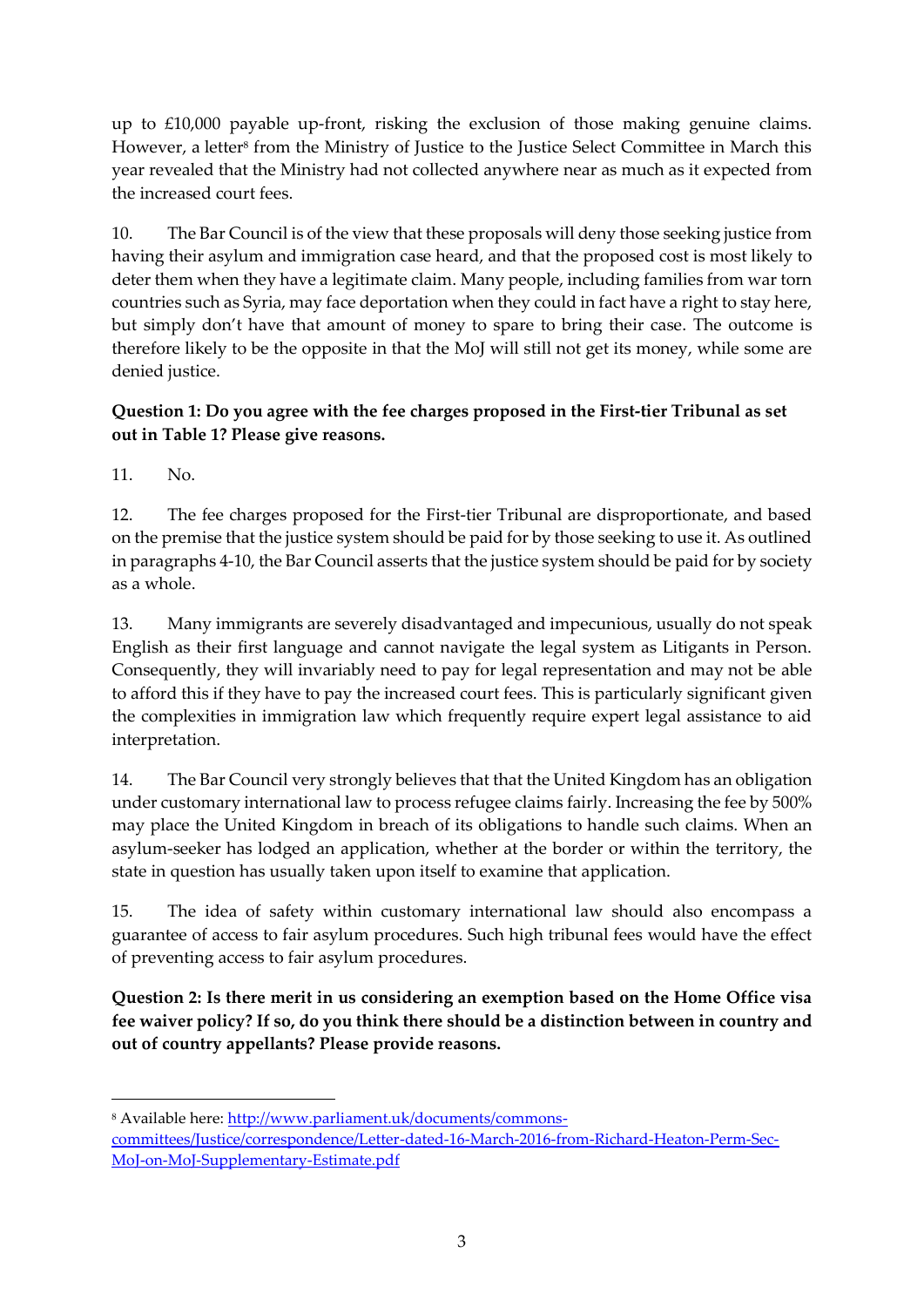up to £10,000 payable up-front, risking the exclusion of those making genuine claims. However, a letter[8] from the Ministry of Justice to the Justice Select Committee in March this year revealed that the Ministry had not collected anywhere near as much as it expected from the increased court fees.

10. The Bar Council is of the view that these proposals will deny those seeking justice from having their asylum and immigration case heard, and that the proposed cost is most likely to deter them when they have a legitimate claim. Many people, including families from war torn countries such as Syria, may face deportation when they could in fact have a right to stay here, but simply don't have that amount of money to spare to bring their case. The outcome is therefore likely to be the opposite in that the MoJ will still not get its money, while some are denied justice.

**Question 1: Do you agree with the fee charges proposed in the First-tier Tribunal as set out in Table 1? Please give reasons.**

11. No.

12. The fee charges proposed for the First-tier Tribunal are disproportionate, and based on the premise that the justice system should be paid for by those seeking to use it. As outlined in paragraphs 4-10, the Bar Council asserts that the justice system should be paid for by society as a whole.

13. Many immigrants are severely disadvantaged and impecunious, usually do not speak English as their first language and cannot navigate the legal system as Litigants in Person. Consequently, they will invariably need to pay for legal representation and may not be able to afford this if they have to pay the increased court fees. This is particularly significant given the complexities in immigration law which frequently require expert legal assistance to aid interpretation.

14. The Bar Council very strongly believes that that the United Kingdom has an obligation under customary international law to process refugee claims fairly. Increasing the fee by 500% may place the United Kingdom in breach of its obligations to handle such claims. When an asylum-seeker has lodged an application, whether at the border or within the territory, the state in question has usually taken upon itself to examine that application.

15. The idea of safety within customary international law should also encompass a guarantee of access to fair asylum procedures. Such high tribunal fees would have the effect of preventing access to fair asylum procedures.

**Question 2: Is there merit in us considering an exemption based on the Home Office visa fee waiver policy? If so, do you think there should be a distinction between in country and out of country appellants? Please provide reasons.**

---

[8] Available here: [http://www.parliament.uk/documents/commons-committees/Justice/correspondence/Letter-dated-16-March-2016-from-Richard-Heaton-Perm-Sec-MoJ-on-MoJ-Supplementary-Estimate.pdf](http://www.parliament.uk/documents/commons-committees/Justice/correspondence/Letter-dated-16-March-2016-from-Richard-Heaton-Perm-Sec-MoJ-on-MoJ-Supplementary-Estimate.pdf)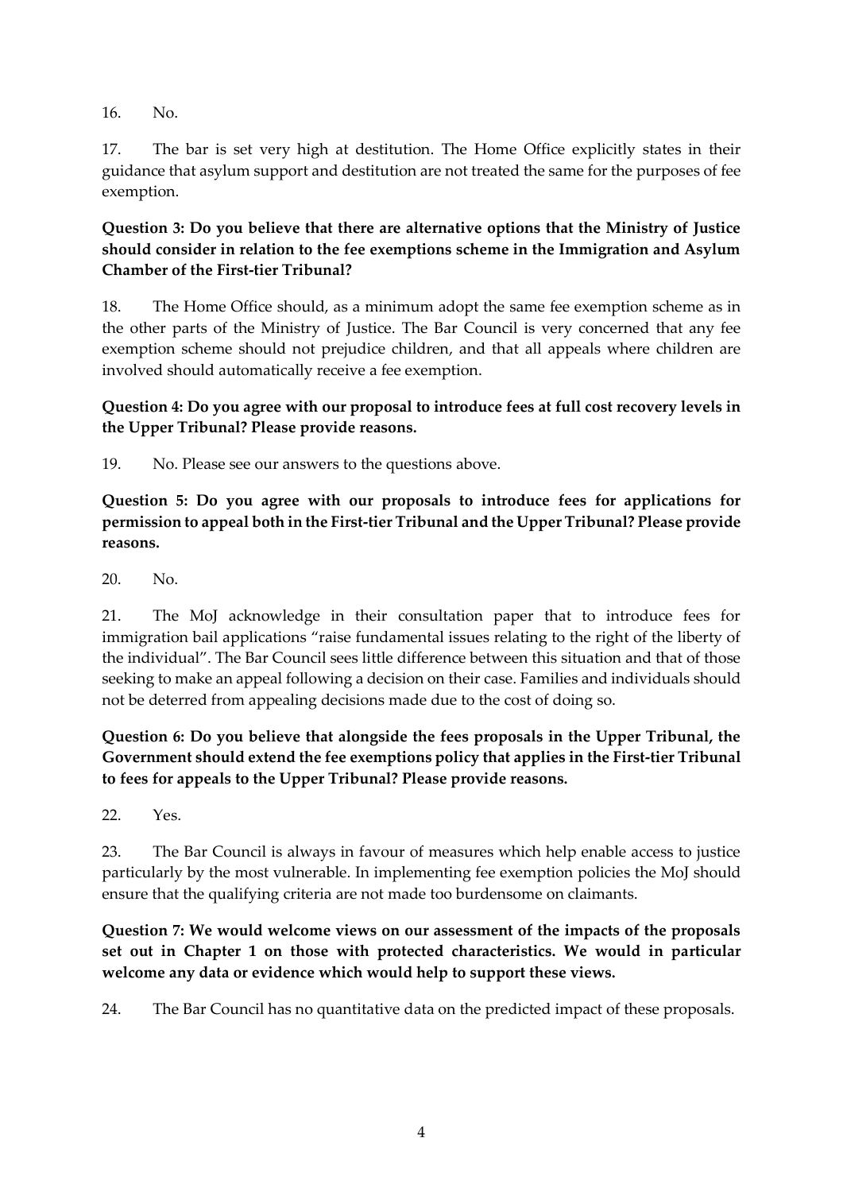16. No.

17. The bar is set very high at destitution. The Home Office explicitly states in their guidance that asylum support and destitution are not treated the same for the purposes of fee exemption.

**Question 3: Do you believe that there are alternative options that the Ministry of Justice should consider in relation to the fee exemptions scheme in the Immigration and Asylum Chamber of the First-tier Tribunal?**

18. The Home Office should, as a minimum adopt the same fee exemption scheme as in the other parts of the Ministry of Justice. The Bar Council is very concerned that any fee exemption scheme should not prejudice children, and that all appeals where children are involved should automatically receive a fee exemption.

**Question 4: Do you agree with our proposal to introduce fees at full cost recovery levels in the Upper Tribunal? Please provide reasons.**

19. No. Please see our answers to the questions above.

**Question 5: Do you agree with our proposals to introduce fees for applications for permission to appeal both in the First-tier Tribunal and the Upper Tribunal? Please provide reasons.**

20. No.

21. The MoJ acknowledge in their consultation paper that to introduce fees for immigration bail applications "raise fundamental issues relating to the right of the liberty of the individual". The Bar Council sees little difference between this situation and that of those seeking to make an appeal following a decision on their case. Families and individuals should not be deterred from appealing decisions made due to the cost of doing so.

**Question 6: Do you believe that alongside the fees proposals in the Upper Tribunal, the Government should extend the fee exemptions policy that applies in the First-tier Tribunal to fees for appeals to the Upper Tribunal? Please provide reasons.**

22. Yes.

23. The Bar Council is always in favour of measures which help enable access to justice particularly by the most vulnerable. In implementing fee exemption policies the MoJ should ensure that the qualifying criteria are not made too burdensome on claimants.

**Question 7: We would welcome views on our assessment of the impacts of the proposals set out in Chapter 1 on those with protected characteristics. We would in particular welcome any data or evidence which would help to support these views.**

24. The Bar Council has no quantitative data on the predicted impact of these proposals.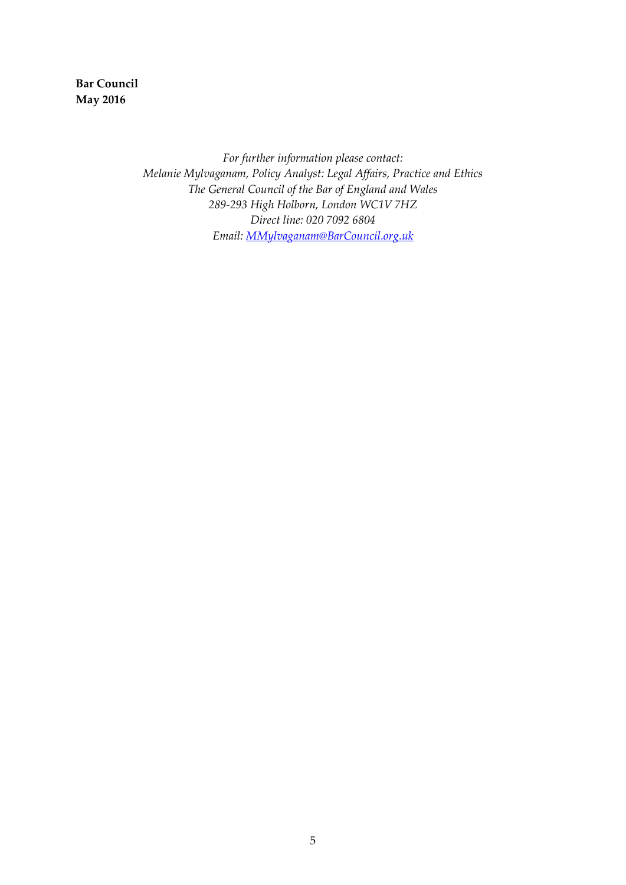**Bar Council**
**May 2016**

*For further information please contact:*
*Melanie Mylvaganam, Policy Analyst: Legal Affairs, Practice and Ethics*
*The General Council of the Bar of England and Wales*
*289-293 High Holborn, London WC1V 7HZ*
*Direct line: 020 7092 6804*
*Email: MMylvaganam@BarCouncil.org.uk*